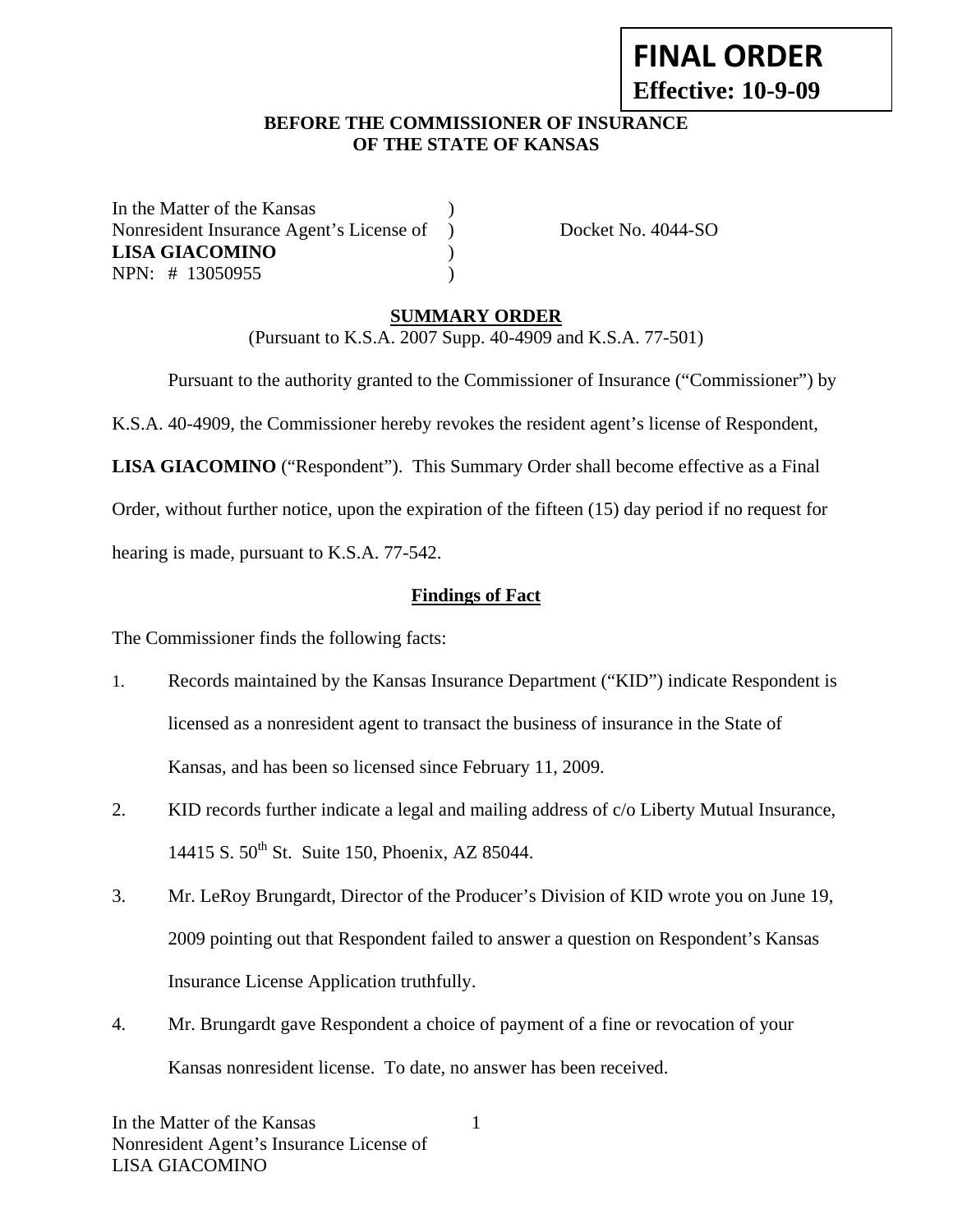**FINAL ORDER**
**Effective: 10-9-09**

**BEFORE THE COMMISSIONER OF INSURANCE**
**OF THE STATE OF KANSAS**

| | | |
|---|---|---|
| In the Matter of the Kansas | ) | |
| Nonresident Insurance Agent's License of | ) | Docket No. 4044-SO |
| **LISA GIACOMINO** | ) | |
| NPN: # 13050955 | ) | |

## <u>SUMMARY ORDER</u>

(Pursuant to K.S.A. 2007 Supp. 40-4909 and K.S.A. 77-501)

Pursuant to the authority granted to the Commissioner of Insurance ("Commissioner") by K.S.A. 40-4909, the Commissioner hereby revokes the resident agent's license of Respondent, **LISA GIACOMINO** ("Respondent"). This Summary Order shall become effective as a Final Order, without further notice, upon the expiration of the fifteen (15) day period if no request for hearing is made, pursuant to K.S.A. 77-542.

### <u>Findings of Fact</u>

The Commissioner finds the following facts:

1. Records maintained by the Kansas Insurance Department ("KID") indicate Respondent is licensed as a nonresident agent to transact the business of insurance in the State of Kansas, and has been so licensed since February 11, 2009.
2. KID records further indicate a legal and mailing address of c/o Liberty Mutual Insurance, 14415 S. 50th St. Suite 150, Phoenix, AZ 85044.
3. Mr. LeRoy Brungardt, Director of the Producer's Division of KID wrote you on June 19, 2009 pointing out that Respondent failed to answer a question on Respondent's Kansas Insurance License Application truthfully.
4. Mr. Brungardt gave Respondent a choice of payment of a fine or revocation of your Kansas nonresident license. To date, no answer has been received.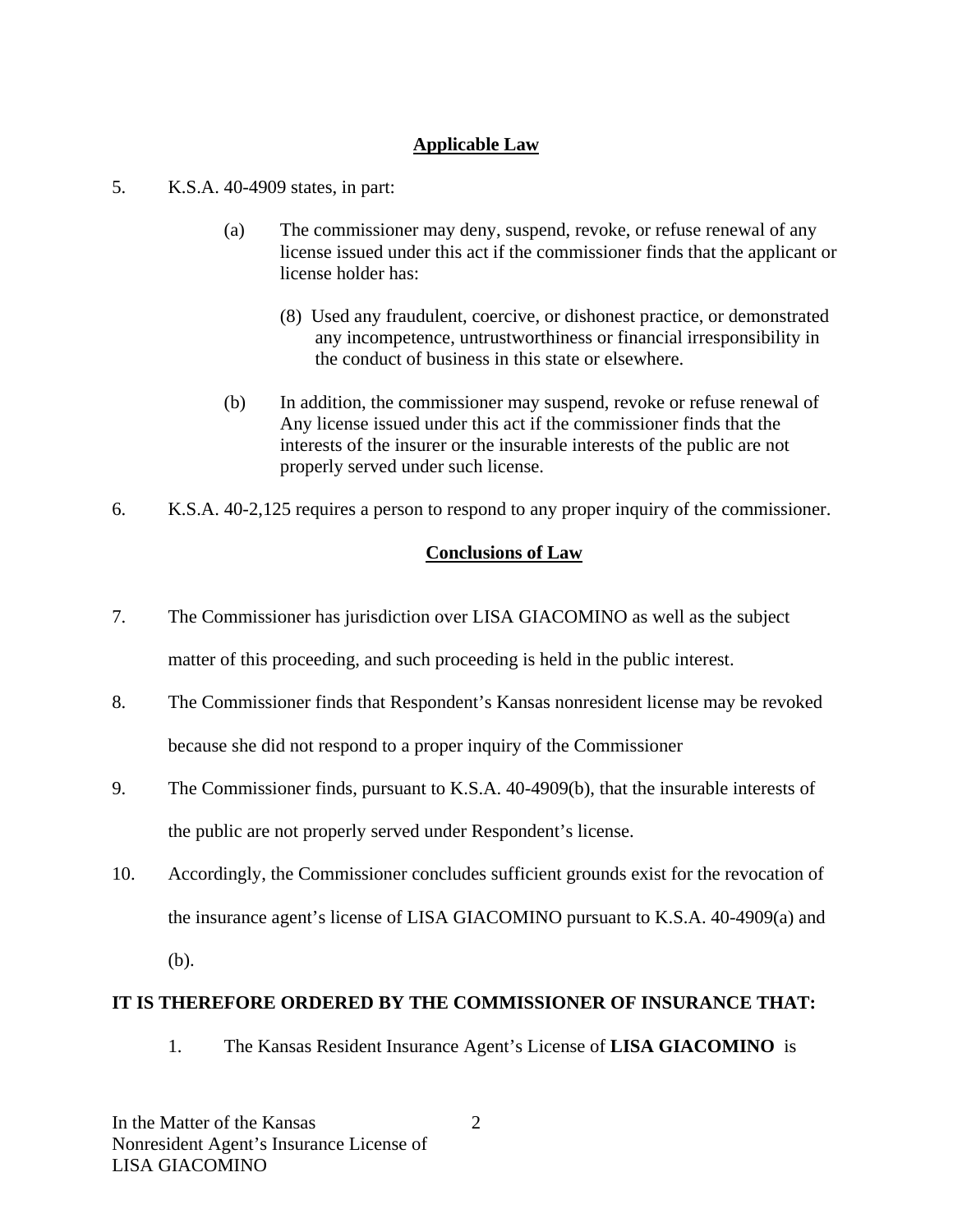## Applicable Law

5. K.S.A. 40-4909 states, in part:

   (a) The commissioner may deny, suspend, revoke, or refuse renewal of any license issued under this act if the commissioner finds that the applicant or license holder has:

      (8) Used any fraudulent, coercive, or dishonest practice, or demonstrated any incompetence, untrustworthiness or financial irresponsibility in the conduct of business in this state or elsewhere.

   (b) In addition, the commissioner may suspend, revoke or refuse renewal of Any license issued under this act if the commissioner finds that the interests of the insurer or the insurable interests of the public are not properly served under such license.

6. K.S.A. 40-2,125 requires a person to respond to any proper inquiry of the commissioner.

## Conclusions of Law

7. The Commissioner has jurisdiction over LISA GIACOMINO as well as the subject matter of this proceeding, and such proceeding is held in the public interest.

8. The Commissioner finds that Respondent's Kansas nonresident license may be revoked because she did not respond to a proper inquiry of the Commissioner

9. The Commissioner finds, pursuant to K.S.A. 40-4909(b), that the insurable interests of the public are not properly served under Respondent's license.

10. Accordingly, the Commissioner concludes sufficient grounds exist for the revocation of the insurance agent's license of LISA GIACOMINO pursuant to K.S.A. 40-4909(a) and (b).

**IT IS THEREFORE ORDERED BY THE COMMISSIONER OF INSURANCE THAT:**

1. The Kansas Resident Insurance Agent's License of **LISA GIACOMINO** is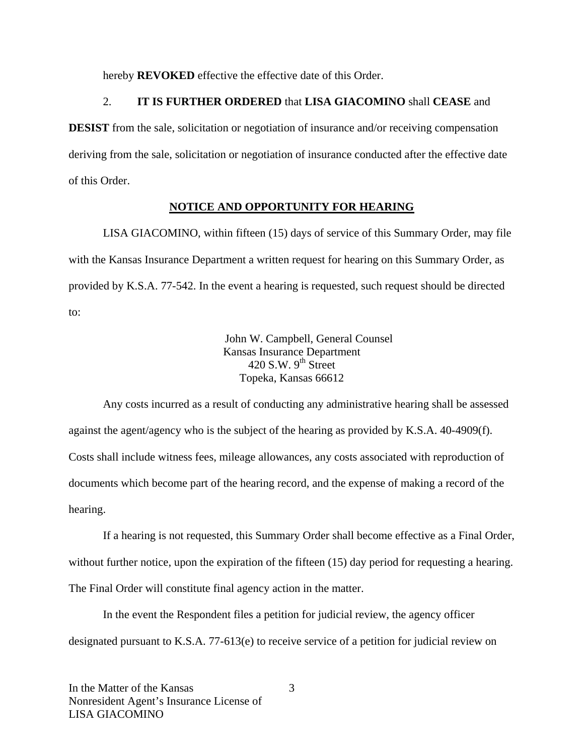hereby **REVOKED** effective the effective date of this Order.

2. **IT IS FURTHER ORDERED** that **LISA GIACOMINO** shall **CEASE** and **DESIST** from the sale, solicitation or negotiation of insurance and/or receiving compensation deriving from the sale, solicitation or negotiation of insurance conducted after the effective date of this Order.

## NOTICE AND OPPORTUNITY FOR HEARING

LISA GIACOMINO, within fifteen (15) days of service of this Summary Order, may file with the Kansas Insurance Department a written request for hearing on this Summary Order, as provided by K.S.A. 77-542. In the event a hearing is requested, such request should be directed to:

John W. Campbell, General Counsel
Kansas Insurance Department
420 S.W. 9th Street
Topeka, Kansas 66612

Any costs incurred as a result of conducting any administrative hearing shall be assessed against the agent/agency who is the subject of the hearing as provided by K.S.A. 40-4909(f). Costs shall include witness fees, mileage allowances, any costs associated with reproduction of documents which become part of the hearing record, and the expense of making a record of the hearing.

If a hearing is not requested, this Summary Order shall become effective as a Final Order, without further notice, upon the expiration of the fifteen (15) day period for requesting a hearing. The Final Order will constitute final agency action in the matter.

In the event the Respondent files a petition for judicial review, the agency officer designated pursuant to K.S.A. 77-613(e) to receive service of a petition for judicial review on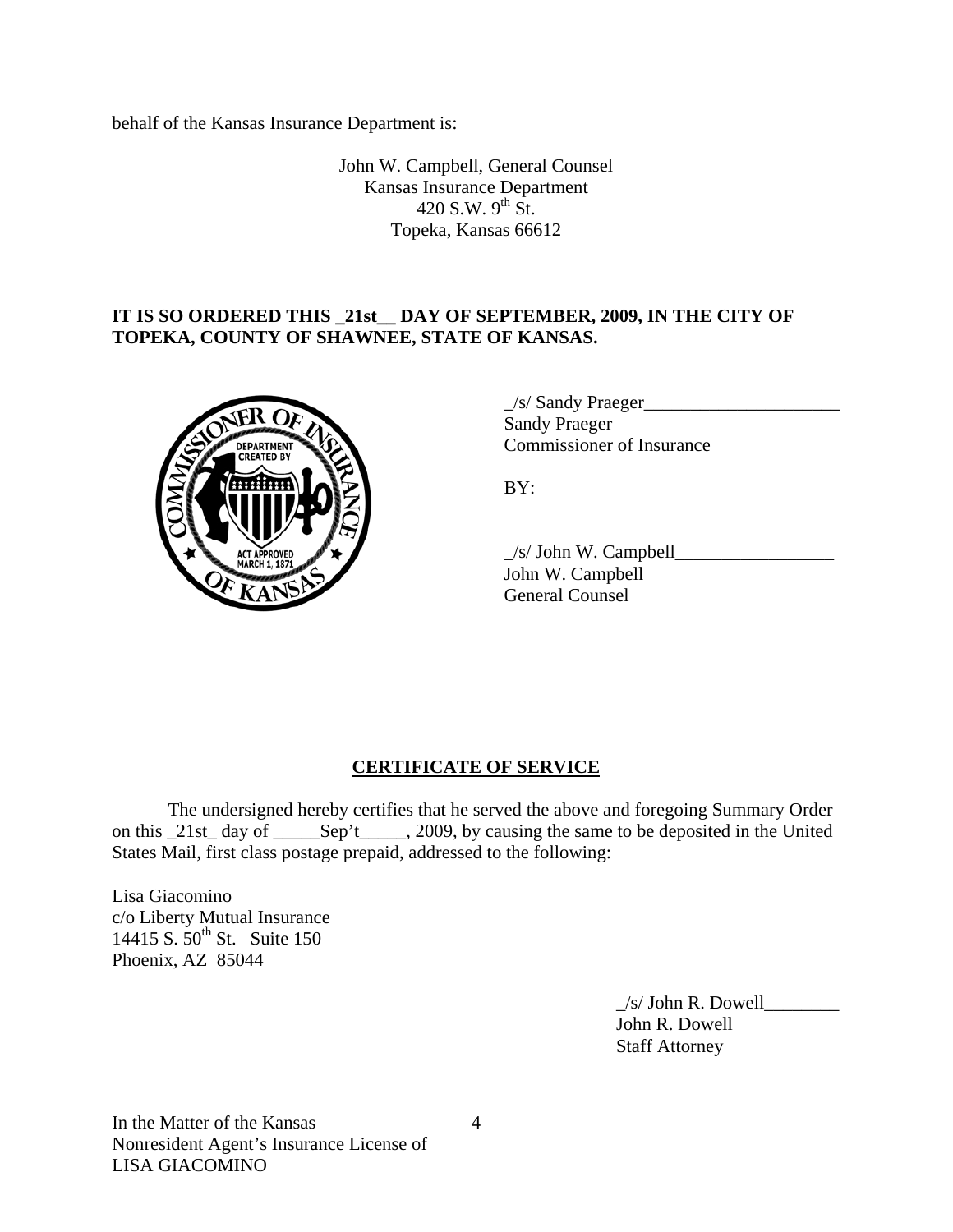behalf of the Kansas Insurance Department is:

John W. Campbell, General Counsel
Kansas Insurance Department
420 S.W. 9th St.
Topeka, Kansas 66612

**IT IS SO ORDERED THIS _21st__ DAY OF SEPTEMBER, 2009, IN THE CITY OF TOPEKA, COUNTY OF SHAWNEE, STATE OF KANSAS.**

_/s/ Sandy Praeger_____________________
Sandy Praeger
Commissioner of Insurance

BY:

_/s/ John W. Campbell_________________
John W. Campbell
General Counsel

## CERTIFICATE OF SERVICE

The undersigned hereby certifies that he served the above and foregoing Summary Order on this _21st_ day of _____Sep't_____, 2009, by causing the same to be deposited in the United States Mail, first class postage prepaid, addressed to the following:

Lisa Giacomino
c/o Liberty Mutual Insurance
14415 S. 50th St. Suite 150
Phoenix, AZ 85044

_/s/ John R. Dowell________
John R. Dowell
Staff Attorney

In the Matter of the Kansas
Nonresident Agent's Insurance License of
LISA GIACOMINO